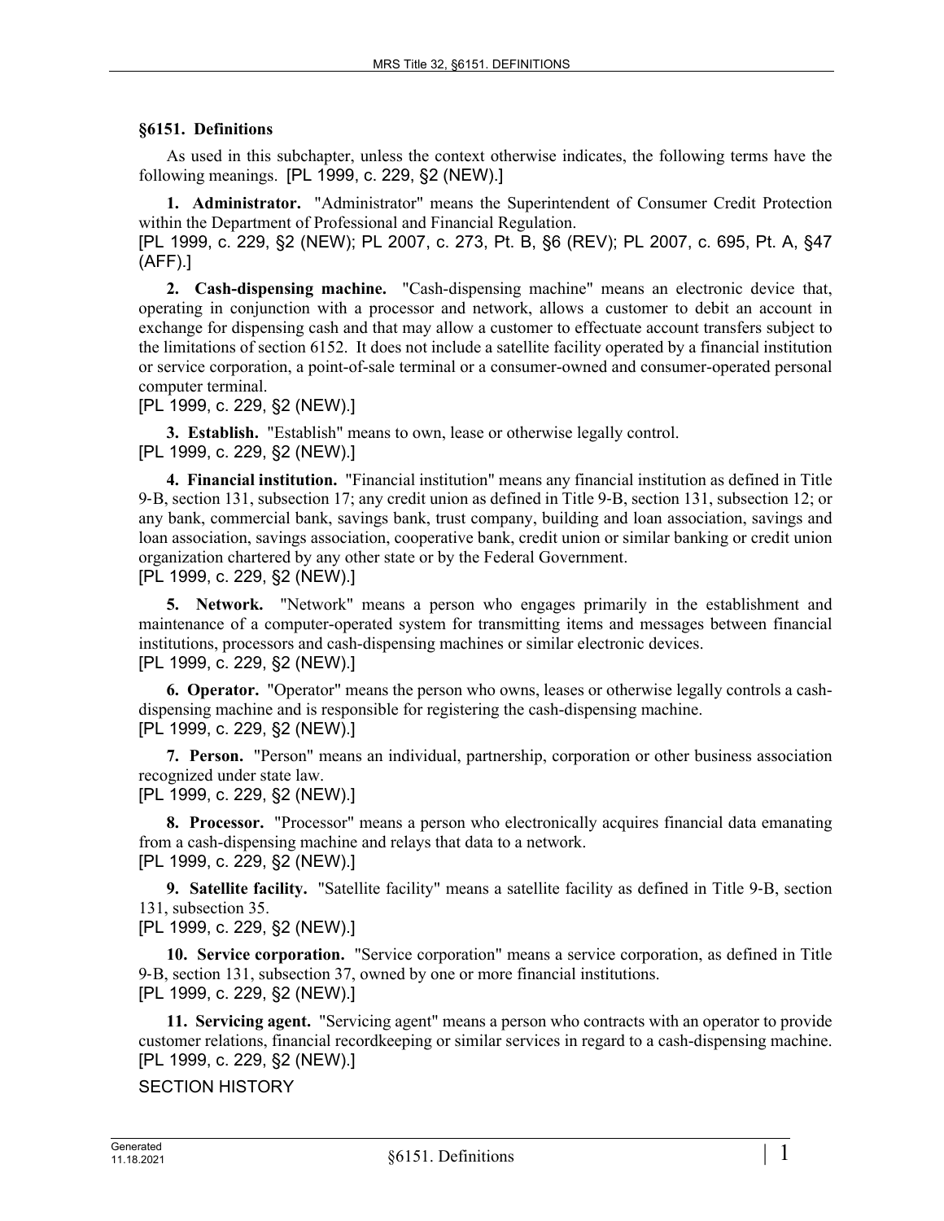## §6151. Definitions

As used in this subchapter, unless the context otherwise indicates, the following terms have the following meanings. [PL 1999, c. 229, §2 (NEW).]

**1. Administrator.** "Administrator" means the Superintendent of Consumer Credit Protection within the Department of Professional and Financial Regulation.
[PL 1999, c. 229, §2 (NEW); PL 2007, c. 273, Pt. B, §6 (REV); PL 2007, c. 695, Pt. A, §47 (AFF).]

**2. Cash-dispensing machine.** "Cash-dispensing machine" means an electronic device that, operating in conjunction with a processor and network, allows a customer to debit an account in exchange for dispensing cash and that may allow a customer to effectuate account transfers subject to the limitations of section 6152. It does not include a satellite facility operated by a financial institution or service corporation, a point-of-sale terminal or a consumer-owned and consumer-operated personal computer terminal.
[PL 1999, c. 229, §2 (NEW).]

**3. Establish.** "Establish" means to own, lease or otherwise legally control.
[PL 1999, c. 229, §2 (NEW).]

**4. Financial institution.** "Financial institution" means any financial institution as defined in Title 9-B, section 131, subsection 17; any credit union as defined in Title 9-B, section 131, subsection 12; or any bank, commercial bank, savings bank, trust company, building and loan association, savings and loan association, savings association, cooperative bank, credit union or similar banking or credit union organization chartered by any other state or by the Federal Government.
[PL 1999, c. 229, §2 (NEW).]

**5. Network.** "Network" means a person who engages primarily in the establishment and maintenance of a computer-operated system for transmitting items and messages between financial institutions, processors and cash-dispensing machines or similar electronic devices.
[PL 1999, c. 229, §2 (NEW).]

**6. Operator.** "Operator" means the person who owns, leases or otherwise legally controls a cash-dispensing machine and is responsible for registering the cash-dispensing machine.
[PL 1999, c. 229, §2 (NEW).]

**7. Person.** "Person" means an individual, partnership, corporation or other business association recognized under state law.
[PL 1999, c. 229, §2 (NEW).]

**8. Processor.** "Processor" means a person who electronically acquires financial data emanating from a cash-dispensing machine and relays that data to a network.
[PL 1999, c. 229, §2 (NEW).]

**9. Satellite facility.** "Satellite facility" means a satellite facility as defined in Title 9-B, section 131, subsection 35.
[PL 1999, c. 229, §2 (NEW).]

**10. Service corporation.** "Service corporation" means a service corporation, as defined in Title 9-B, section 131, subsection 37, owned by one or more financial institutions.
[PL 1999, c. 229, §2 (NEW).]

**11. Servicing agent.** "Servicing agent" means a person who contracts with an operator to provide customer relations, financial recordkeeping or similar services in regard to a cash-dispensing machine.
[PL 1999, c. 229, §2 (NEW).]

SECTION HISTORY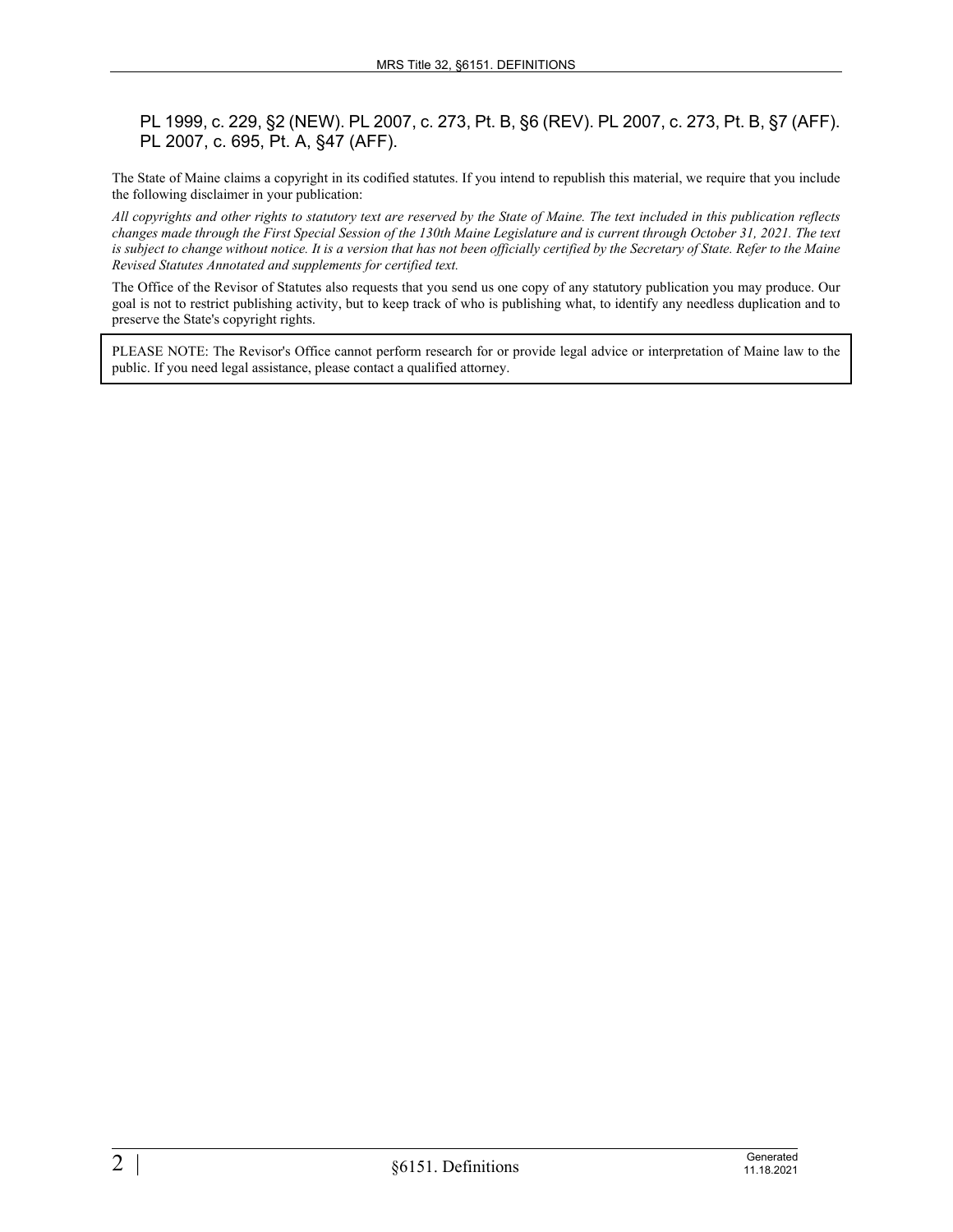PL 1999, c. 229, §2 (NEW). PL 2007, c. 273, Pt. B, §6 (REV). PL 2007, c. 273, Pt. B, §7 (AFF). PL 2007, c. 695, Pt. A, §47 (AFF).

The State of Maine claims a copyright in its codified statutes. If you intend to republish this material, we require that you include the following disclaimer in your publication:

*All copyrights and other rights to statutory text are reserved by the State of Maine. The text included in this publication reflects changes made through the First Special Session of the 130th Maine Legislature and is current through October 31, 2021. The text is subject to change without notice. It is a version that has not been officially certified by the Secretary of State. Refer to the Maine Revised Statutes Annotated and supplements for certified text.*

The Office of the Revisor of Statutes also requests that you send us one copy of any statutory publication you may produce. Our goal is not to restrict publishing activity, but to keep track of who is publishing what, to identify any needless duplication and to preserve the State's copyright rights.

PLEASE NOTE: The Revisor's Office cannot perform research for or provide legal advice or interpretation of Maine law to the public. If you need legal assistance, please contact a qualified attorney.